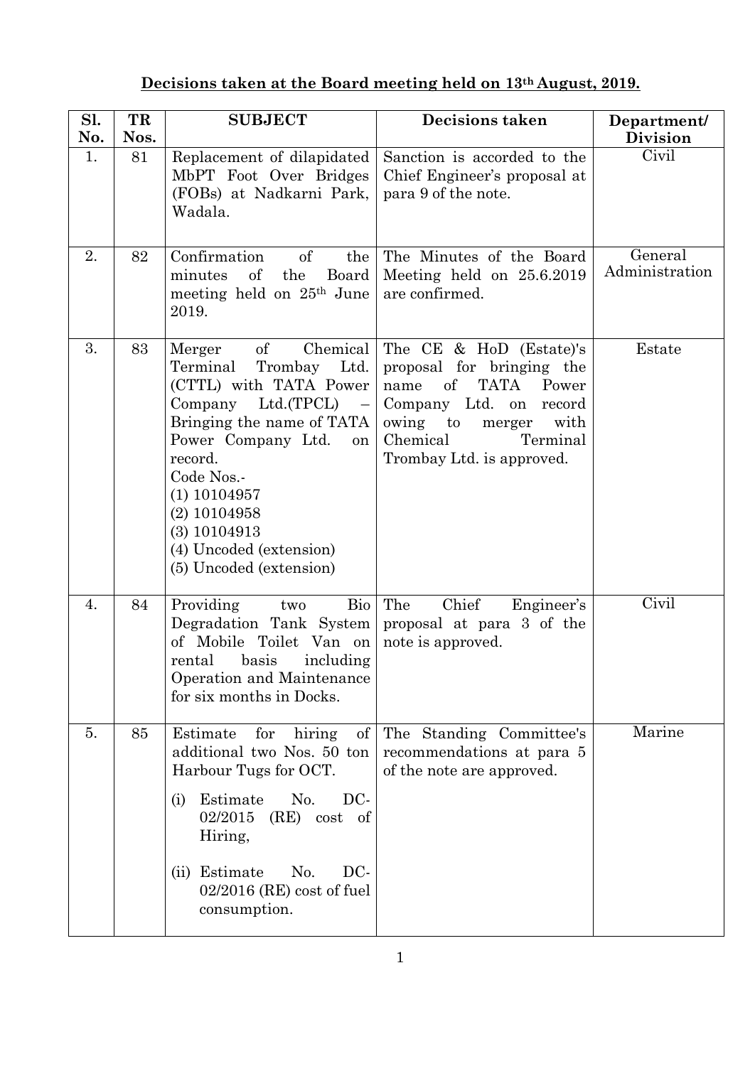## Decisions taken at the Board meeting held on 13th August, 2019.

| Sl. No. | TR Nos. | SUBJECT | Decisions taken | Department/ Division |
|---|---|---|---|---|
| 1. | 81 | Replacement of dilapidated MbPT Foot Over Bridges (FOBs) at Nadkarni Park, Wadala. | Sanction is accorded to the Chief Engineer's proposal at para 9 of the note. | Civil |
| 2. | 82 | Confirmation of the minutes of the Board meeting held on 25th June 2019. | The Minutes of the Board Meeting held on 25.6.2019 are confirmed. | General Administration |
| 3. | 83 | Merger of Chemical Terminal Trombay Ltd. (CTTL) with TATA Power Company Ltd.(TPCL) – Bringing the name of TATA Power Company Ltd. on record.<br>Code Nos.-<br>(1) 10104957<br>(2) 10104958<br>(3) 10104913<br>(4) Uncoded (extension)<br>(5) Uncoded (extension) | The CE & HoD (Estate)'s proposal for bringing the name of TATA Power Company Ltd. on record owing to merger with Chemical Terminal Trombay Ltd. is approved. | Estate |
| 4. | 84 | Providing two Bio Degradation Tank System of Mobile Toilet Van on rental basis including Operation and Maintenance for six months in Docks. | The Chief Engineer's proposal at para 3 of the note is approved. | Civil |
| 5. | 85 | Estimate for hiring of additional two Nos. 50 ton Harbour Tugs for OCT.<br>(i) Estimate No. DC-02/2015 (RE) cost of Hiring,<br>(ii) Estimate No. DC-02/2016 (RE) cost of fuel consumption. | The Standing Committee's recommendations at para 5 of the note are approved. | Marine |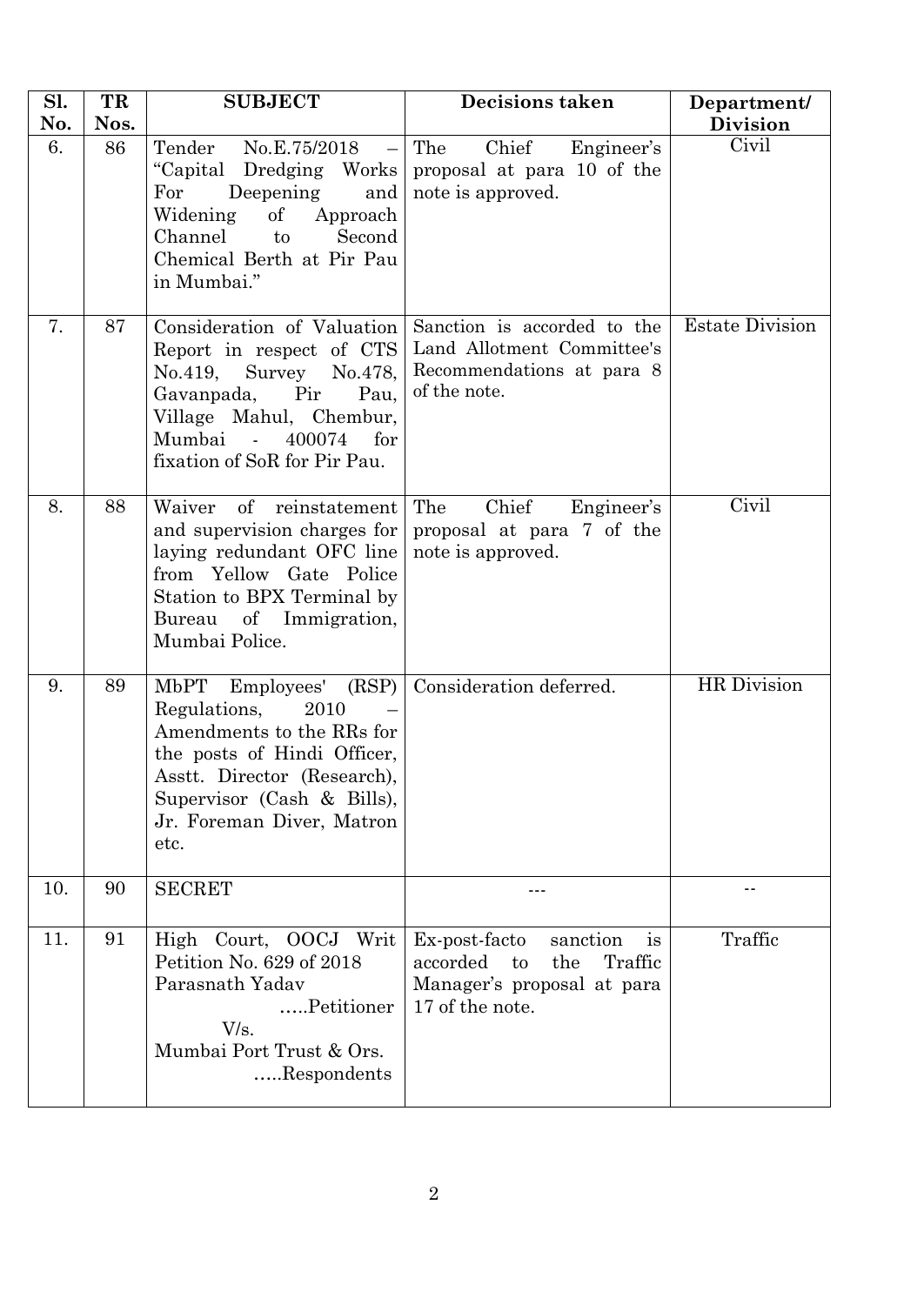| Sl. No. | TR Nos. | SUBJECT | Decisions taken | Department/ Division |
|---|---|---|---|---|
| 6. | 86 | Tender No.E.75/2018 – "Capital Dredging Works For Deepening and Widening of Approach Channel to Second Chemical Berth at Pir Pau in Mumbai." | The Chief Engineer's proposal at para 10 of the note is approved. | Civil |
| 7. | 87 | Consideration of Valuation Report in respect of CTS No.419, Survey No.478, Gavanpada, Pir Pau, Village Mahul, Chembur, Mumbai - 400074 for fixation of SoR for Pir Pau. | Sanction is accorded to the Land Allotment Committee's Recommendations at para 8 of the note. | Estate Division |
| 8. | 88 | Waiver of reinstatement and supervision charges for laying redundant OFC line from Yellow Gate Police Station to BPX Terminal by Bureau of Immigration, Mumbai Police. | The Chief Engineer's proposal at para 7 of the note is approved. | Civil |
| 9. | 89 | MbPT Employees' (RSP) Regulations, 2010 – Amendments to the RRs for the posts of Hindi Officer, Asstt. Director (Research), Supervisor (Cash & Bills), Jr. Foreman Diver, Matron etc. | Consideration deferred. | HR Division |
| 10. | 90 | SECRET | --- | -- |
| 11. | 91 | High Court, OOCJ Writ Petition No. 629 of 2018 Parasnath Yadav .....Petitioner V/s. Mumbai Port Trust & Ors. .....Respondents | Ex-post-facto sanction is accorded to the Traffic Manager's proposal at para 17 of the note. | Traffic |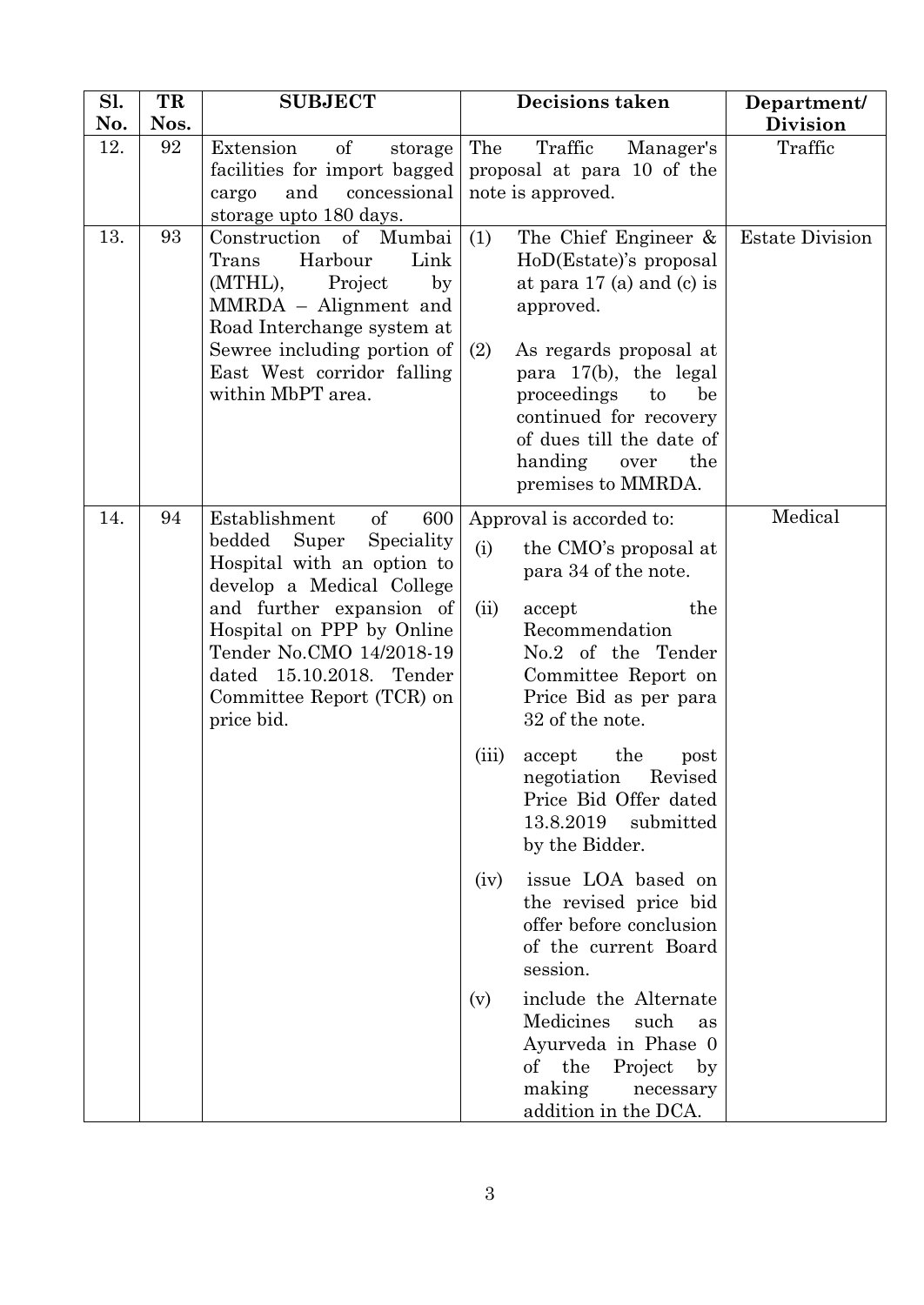| Sl. No. | TR Nos. | SUBJECT | Decisions taken | Department/ Division |
|---|---|---|---|---|
| 12. | 92 | Extension of storage facilities for import bagged cargo and concessional storage upto 180 days. | The Traffic Manager's proposal at para 10 of the note is approved. | Traffic |
| 13. | 93 | Construction of Mumbai Trans Harbour Link (MTHL), Project by MMRDA – Alignment and Road Interchange system at Sewree including portion of East West corridor falling within MbPT area. | (1) The Chief Engineer & HoD(Estate)'s proposal at para 17 (a) and (c) is approved.<br><br>(2) As regards proposal at para 17(b), the legal proceedings to be continued for recovery of dues till the date of handing over the premises to MMRDA. | Estate Division |
| 14. | 94 | Establishment of 600 bedded Super Speciality Hospital with an option to develop a Medical College and further expansion of Hospital on PPP by Online Tender No.CMO 14/2018-19 dated 15.10.2018. Tender Committee Report (TCR) on price bid. | Approval is accorded to:<br>(i) the CMO's proposal at para 34 of the note.<br>(ii) accept the Recommendation No.2 of the Tender Committee Report on Price Bid as per para 32 of the note.<br>(iii) accept the post negotiation Revised Price Bid Offer dated 13.8.2019 submitted by the Bidder.<br>(iv) issue LOA based on the revised price bid offer before conclusion of the current Board session.<br>(v) include the Alternate Medicines such as Ayurveda in Phase 0 of the Project by making necessary addition in the DCA. | Medical |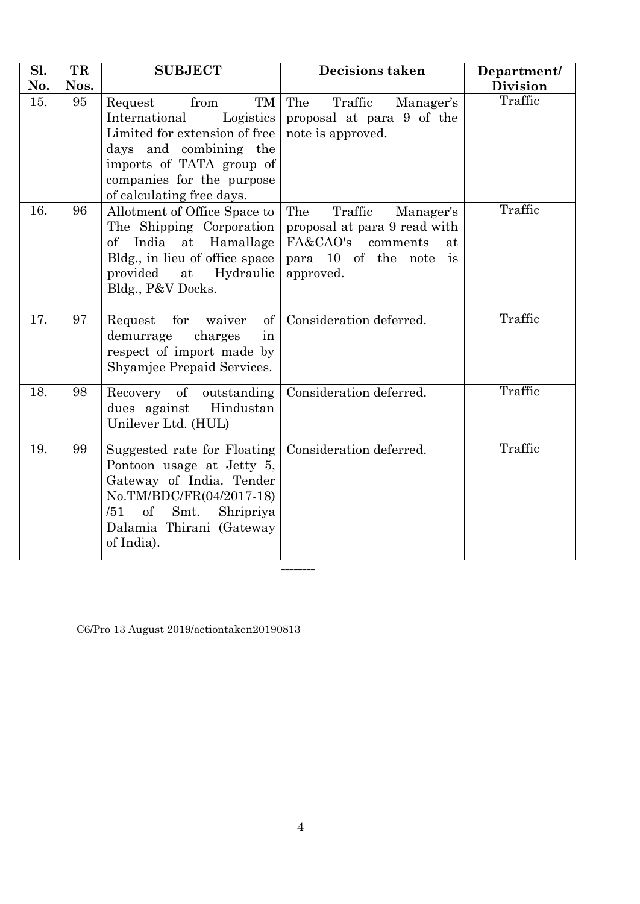| Sl. No. | TR Nos. | SUBJECT | Decisions taken | Department/ Division |
|---|---|---|---|---|
| 15. | 95 | Request from TM International Logistics Limited for extension of free days and combining the imports of TATA group of companies for the purpose of calculating free days. | The Traffic Manager's proposal at para 9 of the note is approved. | Traffic |
| 16. | 96 | Allotment of Office Space to The Shipping Corporation of India at Hamallage Bldg., in lieu of office space provided at Hydraulic Bldg., P&V Docks. | The Traffic Manager's proposal at para 9 read with FA&CAO's comments at para 10 of the note is approved. | Traffic |
| 17. | 97 | Request for waiver of demurrage charges in respect of import made by Shyamjee Prepaid Services. | Consideration deferred. | Traffic |
| 18. | 98 | Recovery of outstanding dues against Hindustan Unilever Ltd. (HUL) | Consideration deferred. | Traffic |
| 19. | 99 | Suggested rate for Floating Pontoon usage at Jetty 5, Gateway of India. Tender No.TM/BDC/FR(04/2017-18) /51 of Smt. Shripriya Dalamia Thirani (Gateway of India). | Consideration deferred. | Traffic |

--------

C6/Pro 13 August 2019/actiontaken20190813